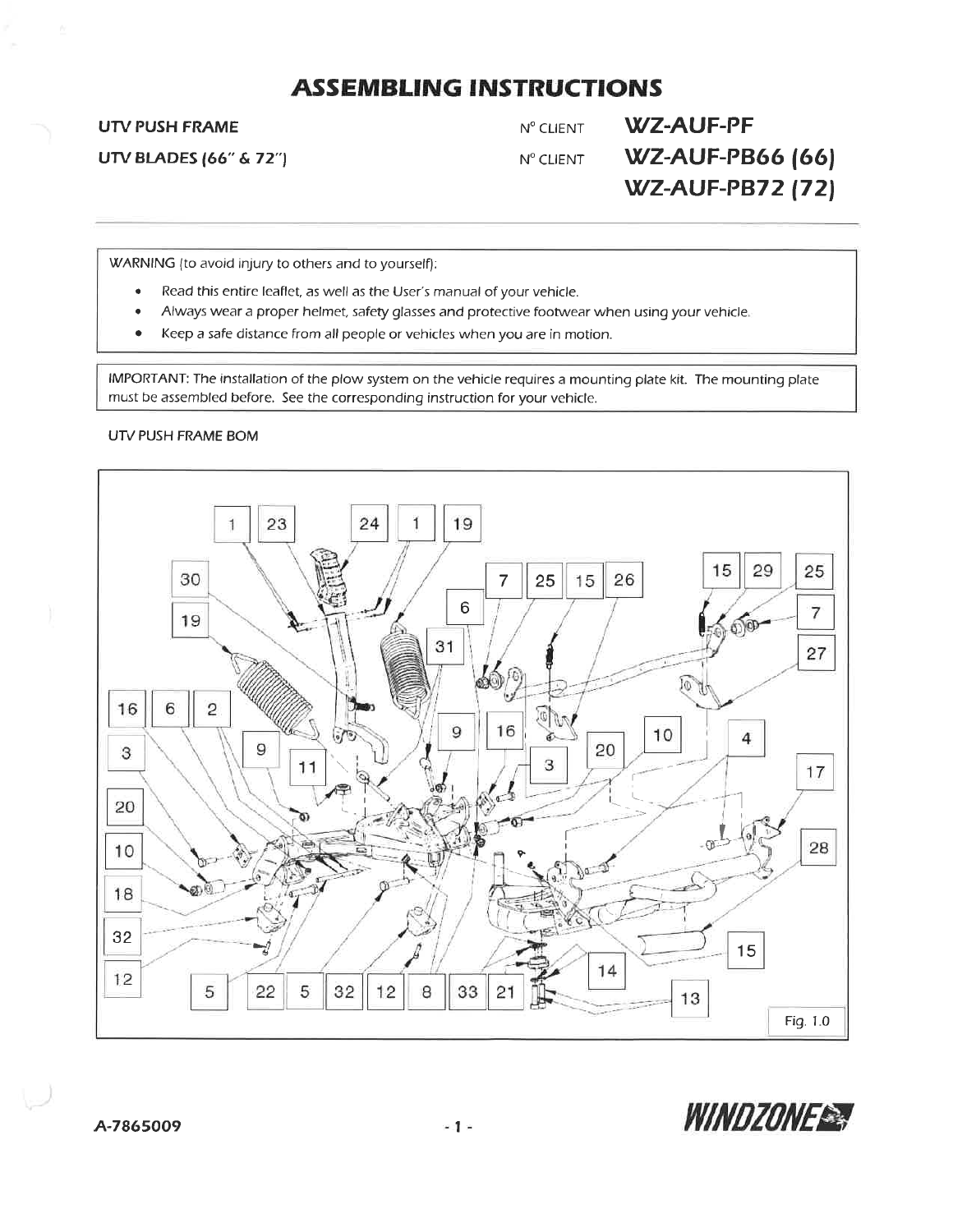# ASSEMBLING INSTRUCTIONS

**UTV PUSH FRAME** N° CLIENT **WZ-AUF-PF**

**UTV BLADES (66" & 72")** N° CLIENT **WZ-AUF-PB66 (66)**
**WZ-AUF-PB72 (72)**

---

WARNING (to avoid injury to others and to yourself):

- Read this entire leaflet, as well as the User's manual of your vehicle.
- Always wear a proper helmet, safety glasses and protective footwear when using your vehicle.
- Keep a safe distance from all people or vehicles when you are in motion.

IMPORTANT: The installation of the plow system on the vehicle requires a mounting plate kit. The mounting plate must be assembled before. See the corresponding instruction for your vehicle.

UTV PUSH FRAME BOM

Fig. 1.0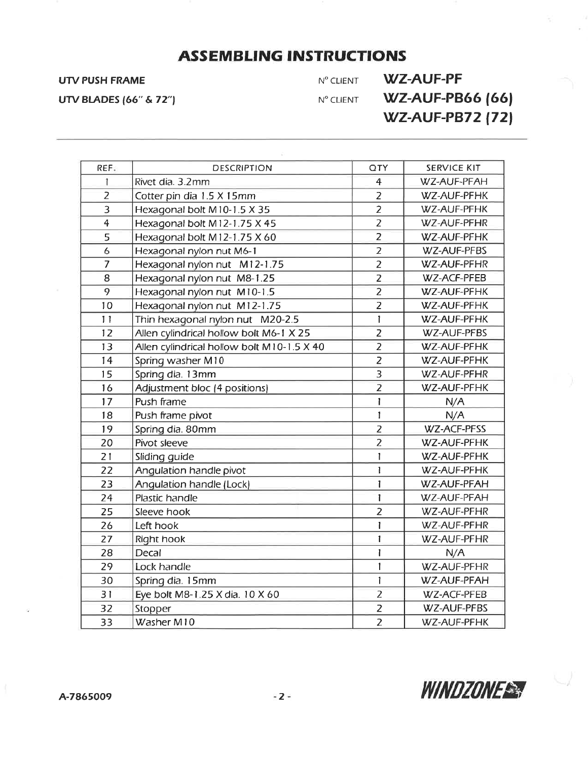# ASSEMBLING INSTRUCTIONS

**UTV PUSH FRAME** — N° CLIENT **WZ-AUF-PF**

**UTV BLADES (66" & 72")** — N° CLIENT **WZ-AUF-PB66 (66)** **WZ-AUF-PB72 (72)**

| REF. | DESCRIPTION | QTY | SERVICE KIT |
|---|---|---|---|
| 1 | Rivet dia. 3.2mm | 4 | WZ-AUF-PFAH |
| 2 | Cotter pin dia 1.5 X 15mm | 2 | WZ-AUF-PFHK |
| 3 | Hexagonal bolt M10-1.5 X 35 | 2 | WZ-AUF-PFHK |
| 4 | Hexagonal bolt M12-1.75 X 45 | 2 | WZ-AUF-PFHR |
| 5 | Hexagonal bolt M12-1.75 X 60 | 2 | WZ-AUF-PFHK |
| 6 | Hexagonal nylon nut M6-1 | 2 | WZ-AUF-PFBS |
| 7 | Hexagonal nylon nut M12-1.75 | 2 | WZ-AUF-PFHR |
| 8 | Hexagonal nylon nut M8-1.25 | 2 | WZ-ACF-PFEB |
| 9 | Hexagonal nylon nut M10-1.5 | 2 | WZ-AUF-PFHK |
| 10 | Hexagonal nylon nut M12-1.75 | 2 | WZ-AUF-PFHK |
| 11 | Thin hexagonal nylon nut M20-2.5 | 1 | WZ-AUF-PFHK |
| 12 | Allen cylindrical hollow bolt M6-1 X 25 | 2 | WZ-AUF-PFBS |
| 13 | Allen cylindrical hollow bolt M10-1.5 X 40 | 2 | WZ-AUF-PFHK |
| 14 | Spring washer M10 | 2 | WZ-AUF-PFHK |
| 15 | Spring dia. 13mm | 3 | WZ-AUF-PFHR |
| 16 | Adjustment bloc (4 positions) | 2 | WZ-AUF-PFHK |
| 17 | Push frame | 1 | N/A |
| 18 | Push frame pivot | 1 | N/A |
| 19 | Spring dia. 80mm | 2 | WZ-ACF-PFSS |
| 20 | Pivot sleeve | 2 | WZ-AUF-PFHK |
| 21 | Sliding guide | 1 | WZ-AUF-PFHK |
| 22 | Angulation handle pivot | 1 | WZ-AUF-PFHK |
| 23 | Angulation handle (Lock) | 1 | WZ-AUF-PFAH |
| 24 | Plastic handle | 1 | WZ-AUF-PFAH |
| 25 | Sleeve hook | 2 | WZ-AUF-PFHR |
| 26 | Left hook | 1 | WZ-AUF-PFHR |
| 27 | Right hook | 1 | WZ-AUF-PFHR |
| 28 | Decal | 1 | N/A |
| 29 | Lock handle | 1 | WZ-AUF-PFHR |
| 30 | Spring dia. 15mm | 1 | WZ-AUF-PFAH |
| 31 | Eye bolt M8-1.25 X dia. 10 X 60 | 2 | WZ-ACF-PFEB |
| 32 | Stopper | 2 | WZ-AUF-PFBS |
| 33 | Washer M10 | 2 | WZ-AUF-PFHK |

A-7865009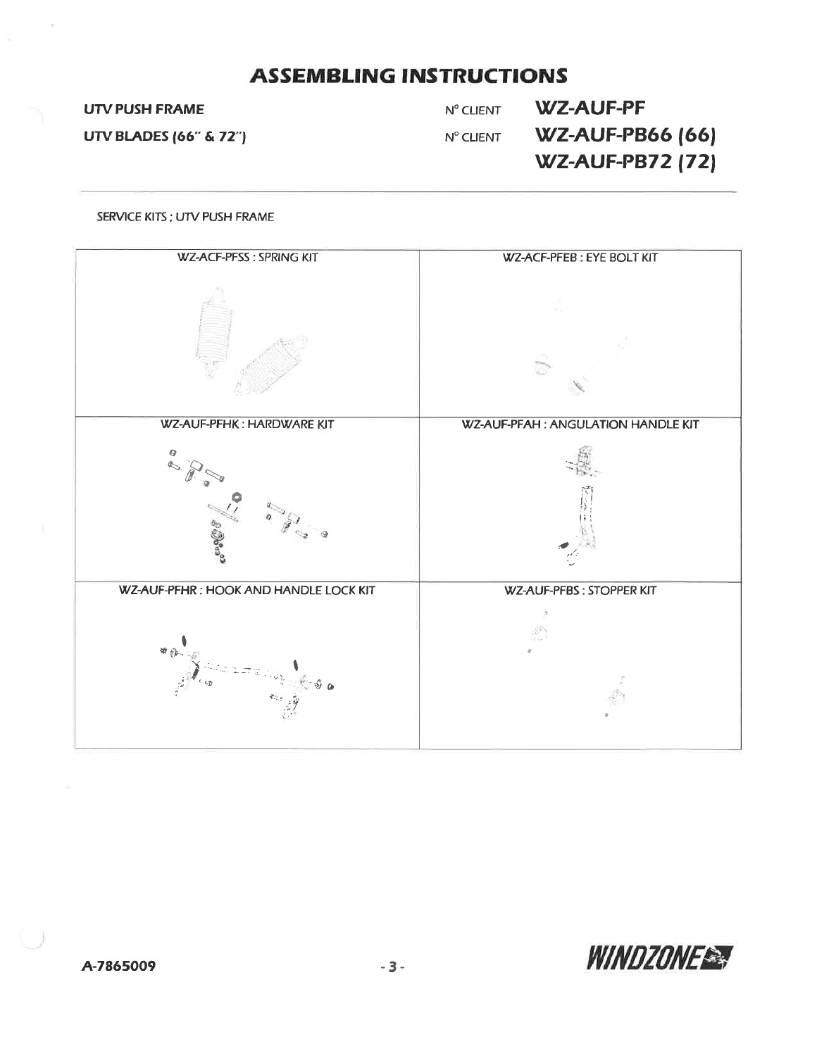# ASSEMBLING INSTRUCTIONS

| | | |
|---|---|---|
| **UTV PUSH FRAME** | N° CLIENT | **WZ-AUF-PF** |
| **UTV BLADES (66" & 72")** | N° CLIENT | **WZ-AUF-PB66 (66)** |
| | | **WZ-AUF-PB72 (72)** |

SERVICE KITS ; UTV PUSH FRAME

| | |
|---|---|
| WZ-ACF-PFSS : SPRING KIT | WZ-ACF-PFEB : EYE BOLT KIT |
| WZ-AUF-PFHK : HARDWARE KIT | WZ-AUF-PFAH : ANGULATION HANDLE KIT |
| WZ-AUF-PFHR : HOOK AND HANDLE LOCK KIT | WZ-AUF-PFBS : STOPPER KIT |

A-7865009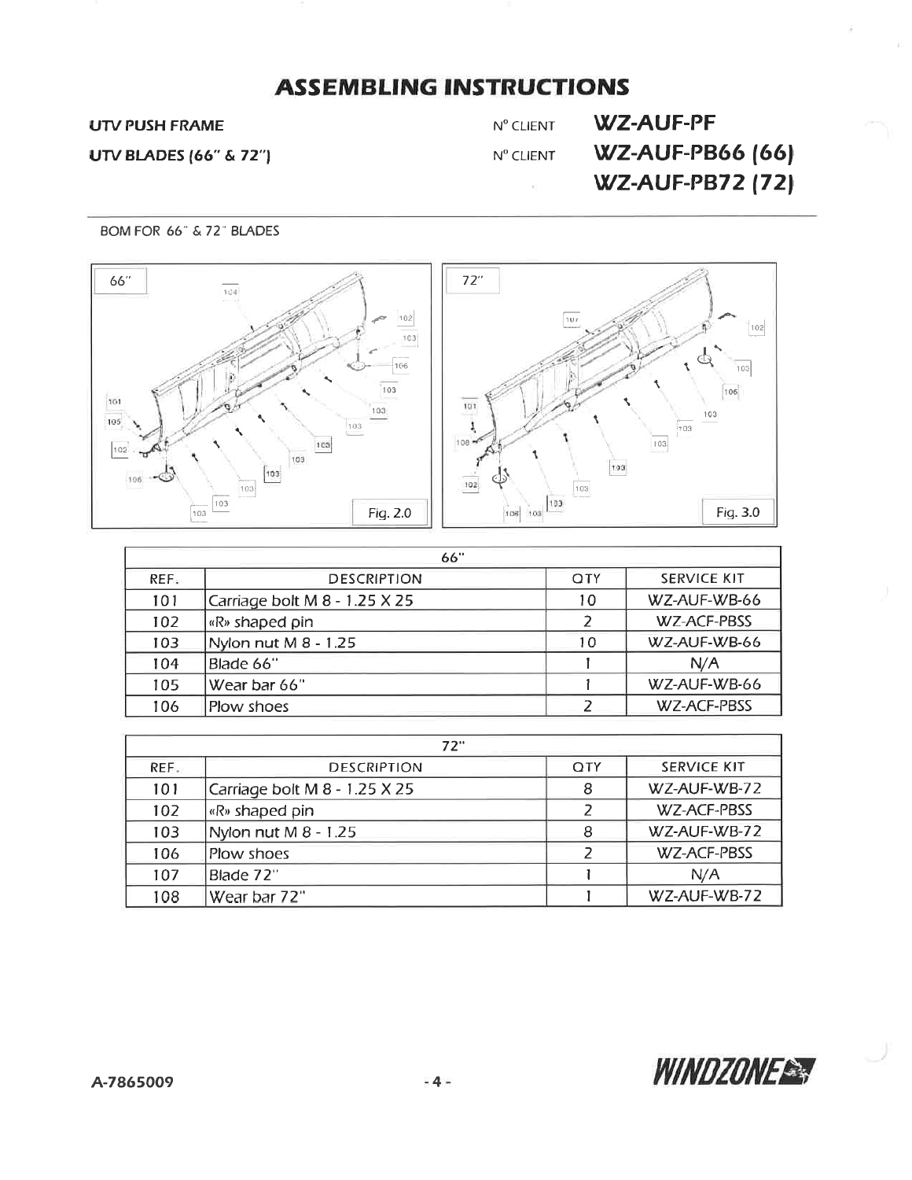# ASSEMBLING INSTRUCTIONS

| | | |
|---|---|---|
| **UTV PUSH FRAME** | N° CLIENT | **WZ-AUF-PF** |
| **UTV BLADES (66" & 72")** | N° CLIENT | **WZ-AUF-PB66 (66)** |
| | | **WZ-AUF-PB72 (72)** |

BOM FOR 66" & 72" BLADES

Fig. 2.0

Fig. 3.0

| 66" | | | |
|---|---|---|---|
| REF. | DESCRIPTION | QTY | SERVICE KIT |
| 101 | Carriage bolt M 8 - 1.25 X 25 | 10 | WZ-AUF-WB-66 |
| 102 | «R» shaped pin | 2 | WZ-ACF-PBSS |
| 103 | Nylon nut M 8 - 1.25 | 10 | WZ-AUF-WB-66 |
| 104 | Blade 66" | 1 | N/A |
| 105 | Wear bar 66" | 1 | WZ-AUF-WB-66 |
| 106 | Plow shoes | 2 | WZ-ACF-PBSS |

| 72" | | | |
|---|---|---|---|
| REF. | DESCRIPTION | QTY | SERVICE KIT |
| 101 | Carriage bolt M 8 - 1.25 X 25 | 8 | WZ-AUF-WB-72 |
| 102 | «R» shaped pin | 2 | WZ-ACF-PBSS |
| 103 | Nylon nut M 8 - 1.25 | 8 | WZ-AUF-WB-72 |
| 106 | Plow shoes | 2 | WZ-ACF-PBSS |
| 107 | Blade 72" | 1 | N/A |
| 108 | Wear bar 72" | 1 | WZ-AUF-WB-72 |

A-7865009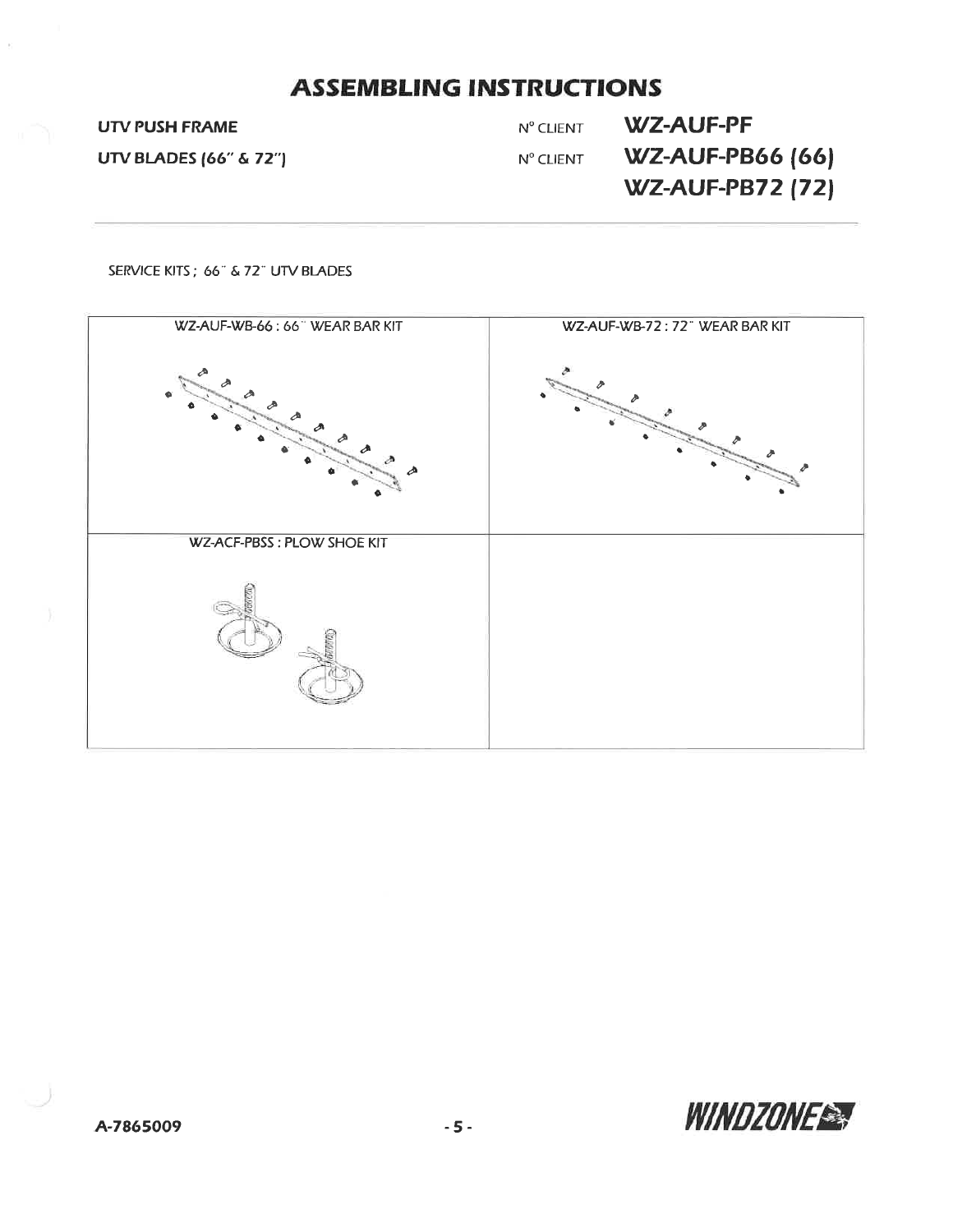# ASSEMBLING INSTRUCTIONS

**UTV PUSH FRAME** N° CLIENT **WZ-AUF-PF**

**UTV BLADES (66" & 72")** N° CLIENT **WZ-AUF-PB66 (66)**
**WZ-AUF-PB72 (72)**

---

SERVICE KITS ; 66" & 72" UTV BLADES

| WZ-AUF-WB-66 : 66" WEAR BAR KIT | WZ-AUF-WB-72 : 72" WEAR BAR KIT |
| --- | --- |
| WZ-ACF-PBSS : PLOW SHOE KIT | |

A-7865009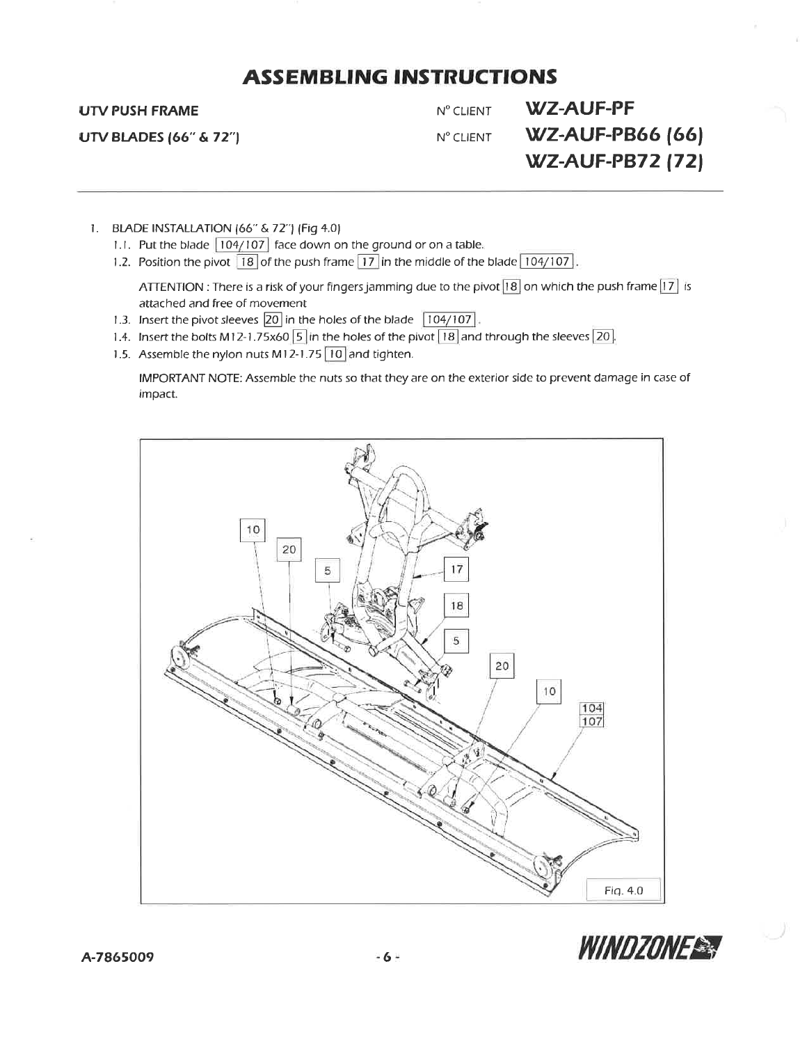# ASSEMBLING INSTRUCTIONS

**UTV PUSH FRAME** N° CLIENT **WZ-AUF-PF**

**UTV BLADES (66" & 72")** N° CLIENT **WZ-AUF-PB66 (66)**
**WZ-AUF-PB72 (72)**

---

1. BLADE INSTALLATION (66" & 72") (Fig 4.0)
   - 1.1. Put the blade [104/107] face down on the ground or on a table.
   - 1.2. Position the pivot [18] of the push frame [17] in the middle of the blade [104/107].

     ATTENTION : There is a risk of your fingers jamming due to the pivot [18] on which the push frame [17] is attached and free of movement
   - 1.3. Insert the pivot sleeves [20] in the holes of the blade [104/107].
   - 1.4. Insert the bolts M12-1.75x60 [5] in the holes of the pivot [18] and through the sleeves [20].
   - 1.5. Assemble the nylon nuts M12-1.75 [10] and tighten.

     IMPORTANT NOTE: Assemble the nuts so that they are on the exterior side to prevent damage in case of impact.

Fig. 4.0

A-7865009

**WINDZONE**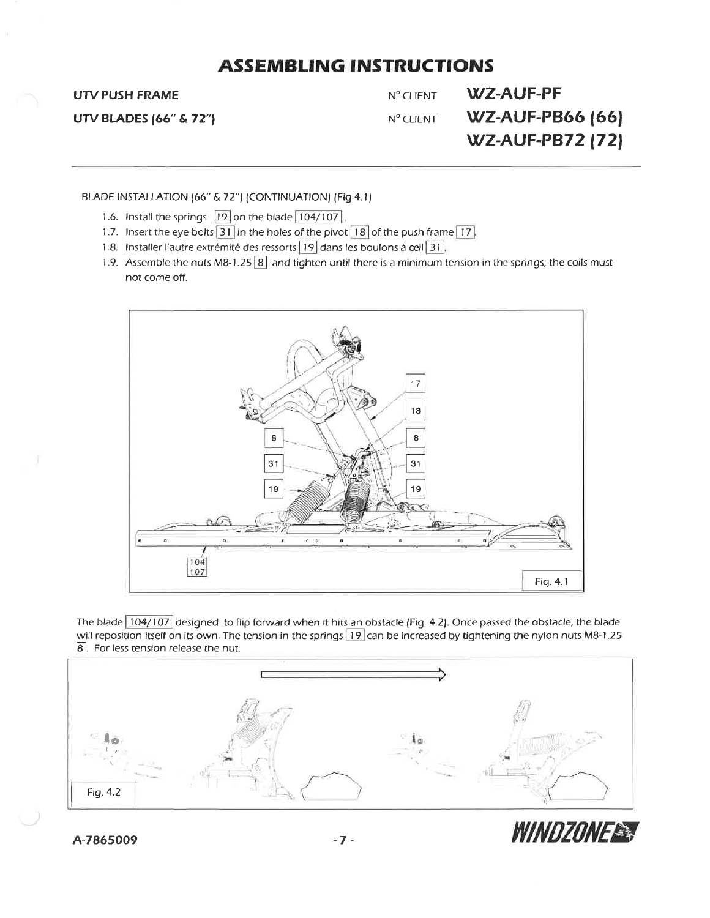# ASSEMBLING INSTRUCTIONS

**UTV PUSH FRAME** N° CLIENT **WZ-AUF-PF**

**UTV BLADES (66" & 72")** N° CLIENT **WZ-AUF-PB66 (66)**
**WZ-AUF-PB72 (72)**

BLADE INSTALLATION (66" & 72") (CONTINUATION) (Fig 4.1)

1.6. Install the springs 19 on the blade 104/107.
1.7. Insert the eye bolts 31 in the holes of the pivot 18 of the push frame 17.
1.8. Installer l'autre extrémité des ressorts 19 dans les boulons à œil 31.
1.9. Assemble the nuts M8-1.25 8 and tighten until there is a minimum tension in the springs; the coils must not come off.

Fig. 4.1

The blade 104/107 designed to flip forward when it hits an obstacle (Fig. 4.2). Once passed the obstacle, the blade will reposition itself on its own. The tension in the springs 19 can be increased by tightening the nylon nuts M8-1.25 8. For less tension release the nut.

Fig. 4.2

A-7865009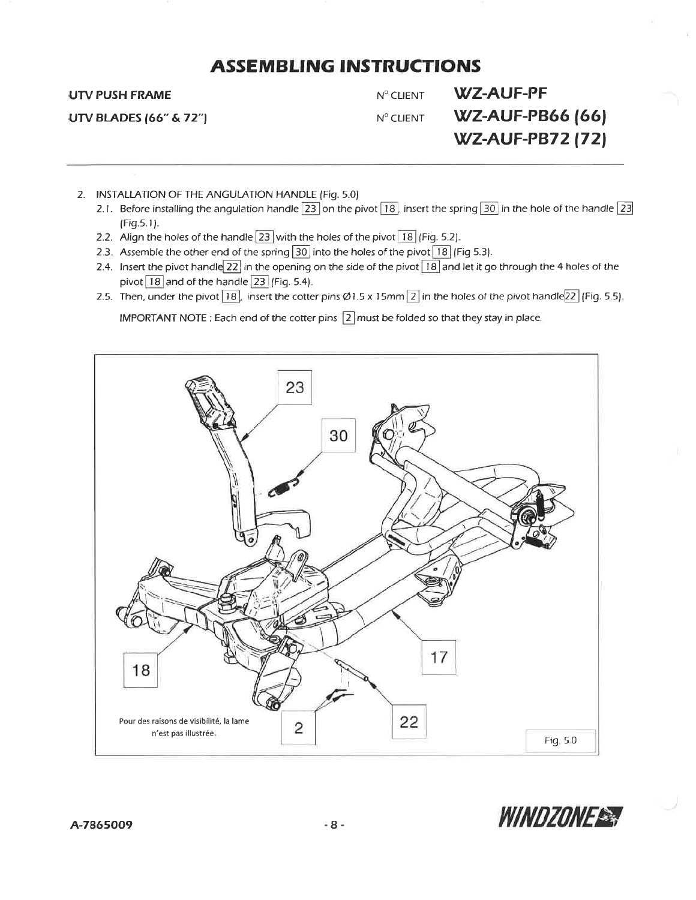# ASSEMBLING INSTRUCTIONS

**UTV PUSH FRAME** N° CLIENT **WZ-AUF-PF**

**UTV BLADES (66" & 72")** N° CLIENT **WZ-AUF-PB66 (66)**
**WZ-AUF-PB72 (72)**

2. INSTALLATION OF THE ANGULATION HANDLE (Fig. 5.0)
   2.1. Before installing the angulation handle [23] on the pivot [18], insert the spring [30] in the hole of the handle [23] (Fig.5.1).
   2.2. Align the holes of the handle [23] with the holes of the pivot [18] (Fig. 5.2).
   2.3. Assemble the other end of the spring [30] into the holes of the pivot [18] (Fig 5.3).
   2.4. Insert the pivot handle [22] in the opening on the side of the pivot [18] and let it go through the 4 holes of the pivot [18] and of the handle [23] (Fig. 5.4).
   2.5. Then, under the pivot [18], insert the cotter pins Ø1.5 x 15mm [2] in the holes of the pivot handle [22] (Fig. 5.5).

   IMPORTANT NOTE : Each end of the cotter pins [2] must be folded so that they stay in place.

Pour des raisons de visibilité, la lame n'est pas illustrée.

Fig. 5.0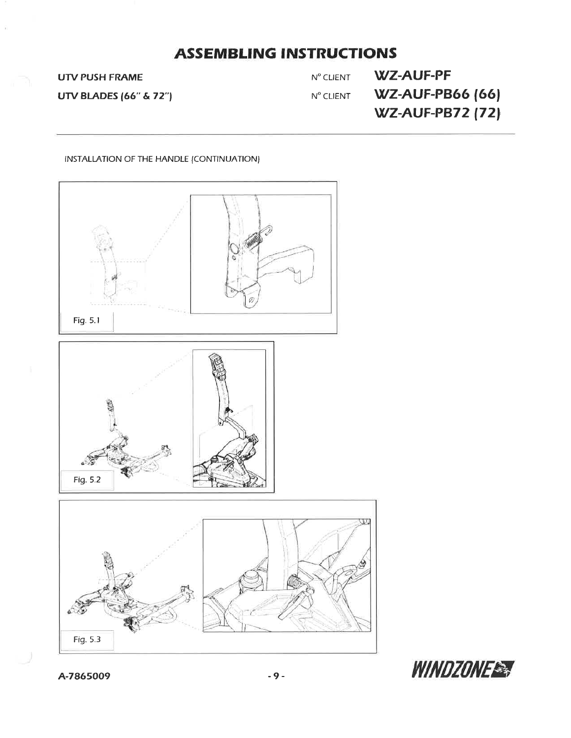# ASSEMBLING INSTRUCTIONS

UTV PUSH FRAME — N° CLIENT **WZ-AUF-PF**

UTV BLADES (66" & 72") — N° CLIENT **WZ-AUF-PB66 (66)** **WZ-AUF-PB72 (72)**

INSTALLATION OF THE HANDLE (CONTINUATION)

Fig. 5.1

Fig. 5.2

Fig. 5.3

A-7865009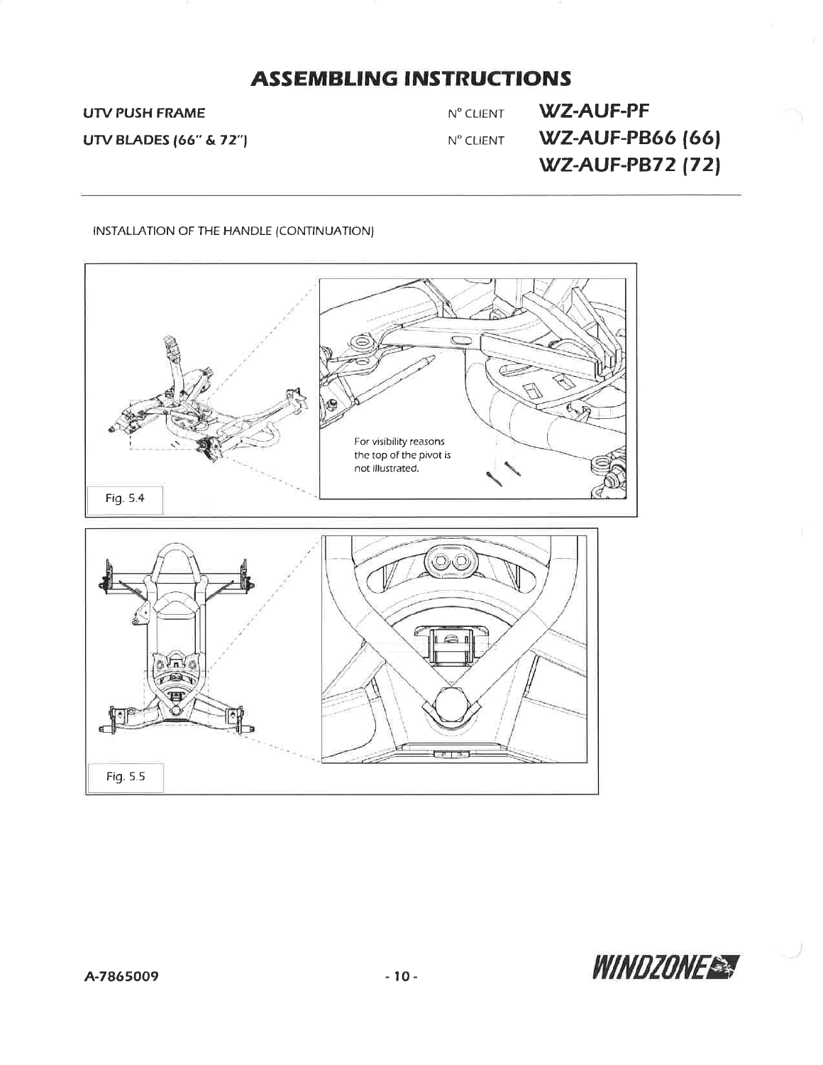INSTALLATION OF THE HANDLE (CONTINUATION)

For visibility reasons the top of the pivot is not illustrated.

Fig. 5.4

Fig. 5.5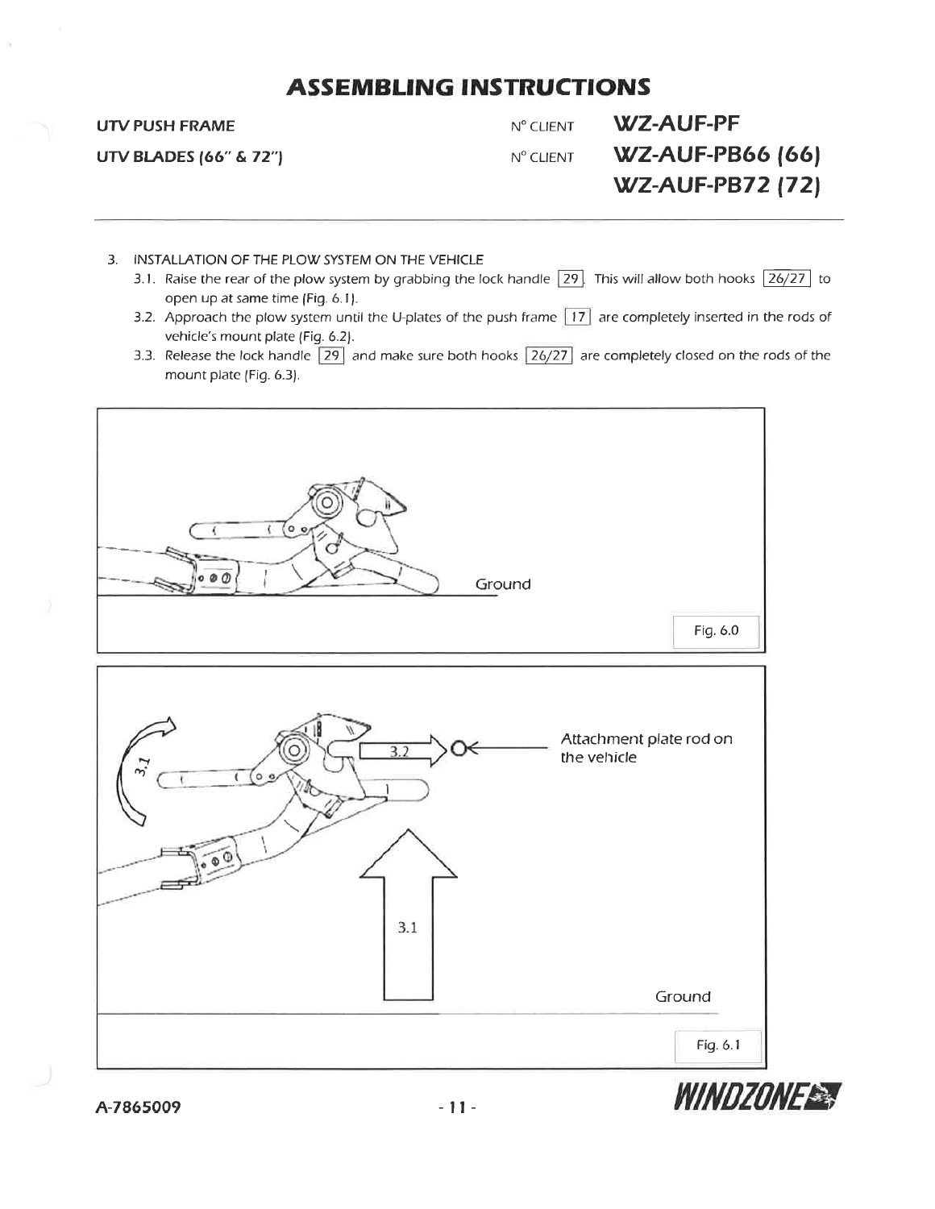# ASSEMBLING INSTRUCTIONS

| | | |
|---|---|---|
| **UTV PUSH FRAME** | N° CLIENT | **WZ-AUF-PF** |
| **UTV BLADES (66" & 72")** | N° CLIENT | **WZ-AUF-PB66 (66)** |
| | | **WZ-AUF-PB72 (72)** |

3. INSTALLATION OF THE PLOW SYSTEM ON THE VEHICLE
   - 3.1. Raise the rear of the plow system by grabbing the lock handle [29]. This will allow both hooks [26/27] to open up at same time (Fig. 6.1).
   - 3.2. Approach the plow system until the U-plates of the push frame [17] are completely inserted in the rods of vehicle's mount plate (Fig. 6.2).
   - 3.3. Release the lock handle [29] and make sure both hooks [26/27] are completely closed on the rods of the mount plate (Fig. 6.3).

Ground

Fig. 6.0

3.1

3.2

Attachment plate rod on the vehicle

3.1

Ground

Fig. 6.1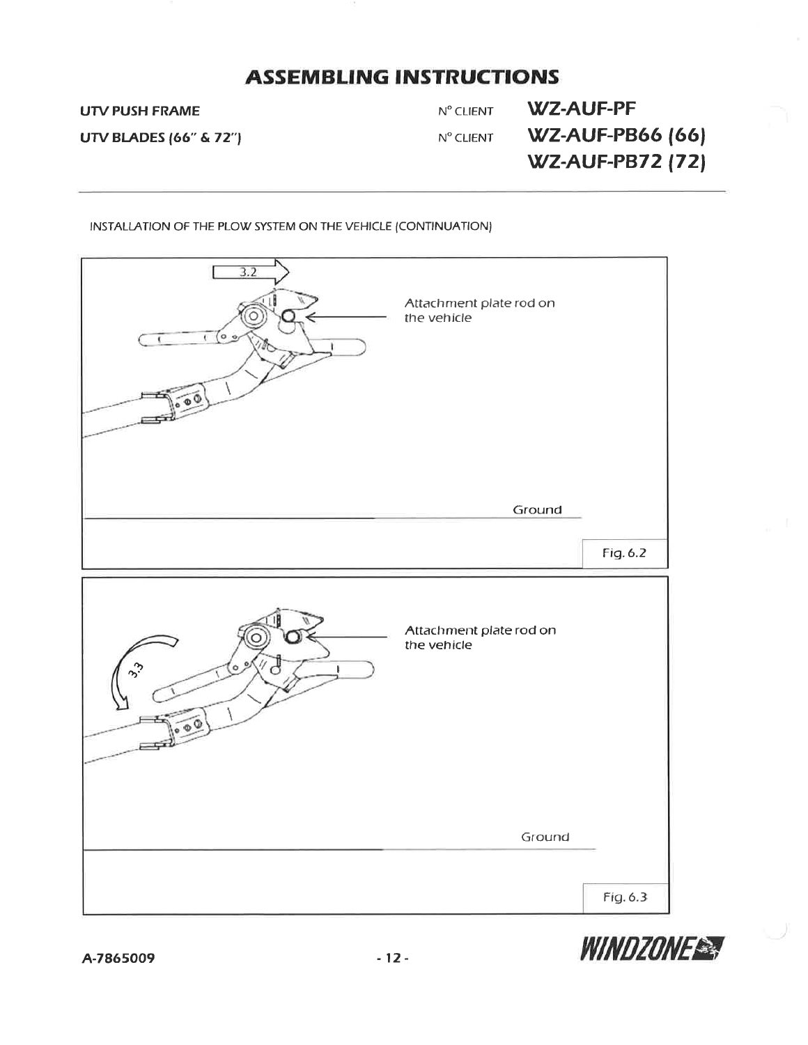# ASSEMBLING INSTRUCTIONS

UTV PUSH FRAME — N° CLIENT **WZ-AUF-PF**

UTV BLADES (66" & 72") — N° CLIENT **WZ-AUF-PB66 (66)**
**WZ-AUF-PB72 (72)**

INSTALLATION OF THE PLOW SYSTEM ON THE VEHICLE (CONTINUATION)

3.2

Attachment plate rod on the vehicle

Ground

Fig. 6.2

3.3

Attachment plate rod on the vehicle

Ground

Fig. 6.3

A-7865009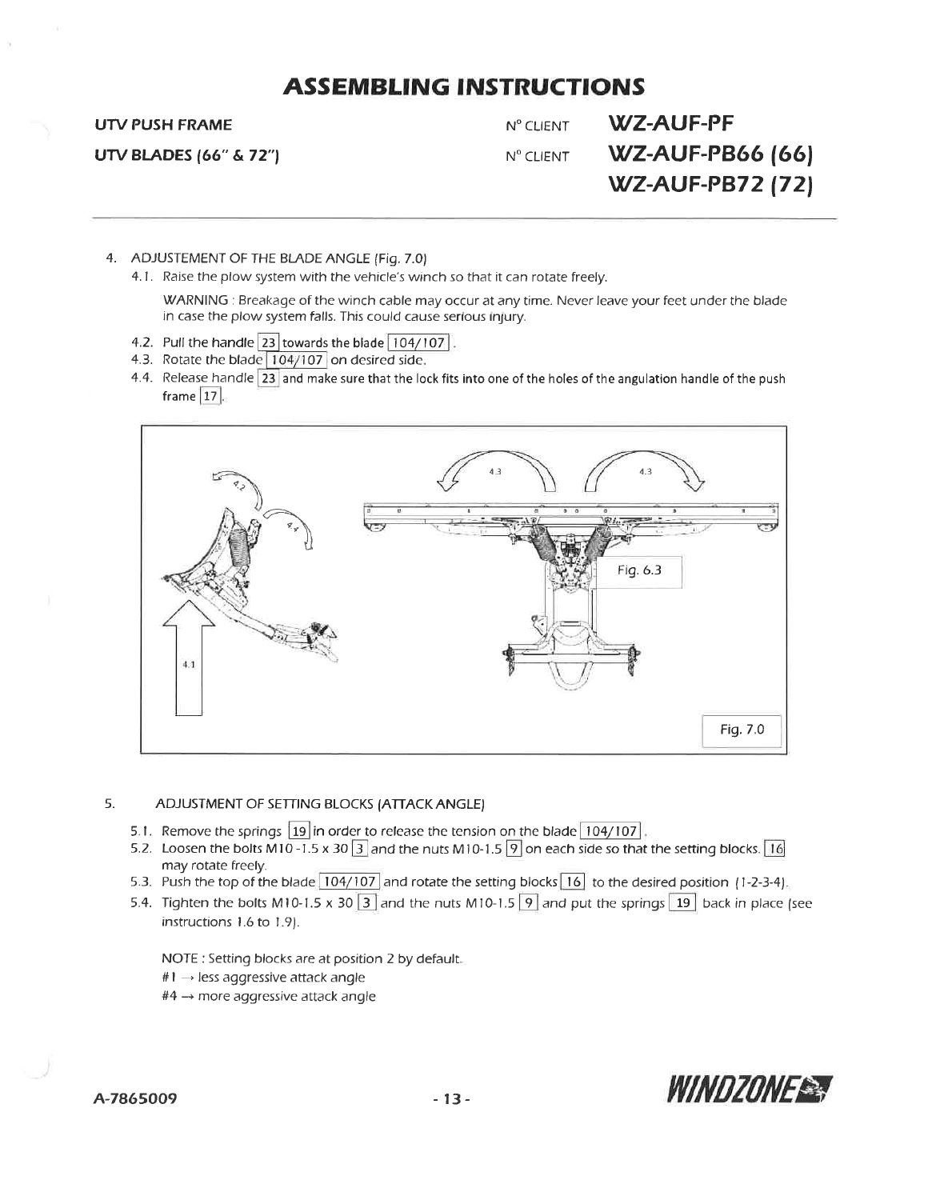# ASSEMBLING INSTRUCTIONS

**UTV PUSH FRAME** N° CLIENT **WZ-AUF-PF**

**UTV BLADES (66" & 72")** N° CLIENT **WZ-AUF-PB66 (66)**
**WZ-AUF-PB72 (72)**

4. ADJUSTEMENT OF THE BLADE ANGLE (Fig. 7.0)
   - 4.1. Raise the plow system with the vehicle's winch so that it can rotate freely.

     WARNING : Breakage of the winch cable may occur at any time. Never leave your feet under the blade in case the plow system falls. This could cause serious injury.
   - 4.2. Pull the handle [23] towards the blade [104/107].
   - 4.3. Rotate the blade [104/107] on desired side.
   - 4.4. Release handle [23] and make sure that the lock fits into one of the holes of the angulation handle of the push frame [17].

4.2

4.4

4.1

4.3

4.3

Fig. 6.3

Fig. 7.0

5. ADJUSTMENT OF SETTING BLOCKS (ATTACK ANGLE)
   - 5.1. Remove the springs [19] in order to release the tension on the blade [104/107].
   - 5.2. Loosen the bolts M10-1.5 x 30 [3] and the nuts M10-1.5 [9] on each side so that the setting blocks [16] may rotate freely.
   - 5.3. Push the top of the blade [104/107] and rotate the setting blocks [16] to the desired position (1-2-3-4).
   - 5.4. Tighten the bolts M10-1.5 x 30 [3] and the nuts M10-1.5 [9] and put the springs [19] back in place (see instructions 1.6 to 1.9).

     NOTE : Setting blocks are at position 2 by default.
     #1 → less aggressive attack angle
     #4 → more aggressive attack angle

A-7865009

WINDZONE